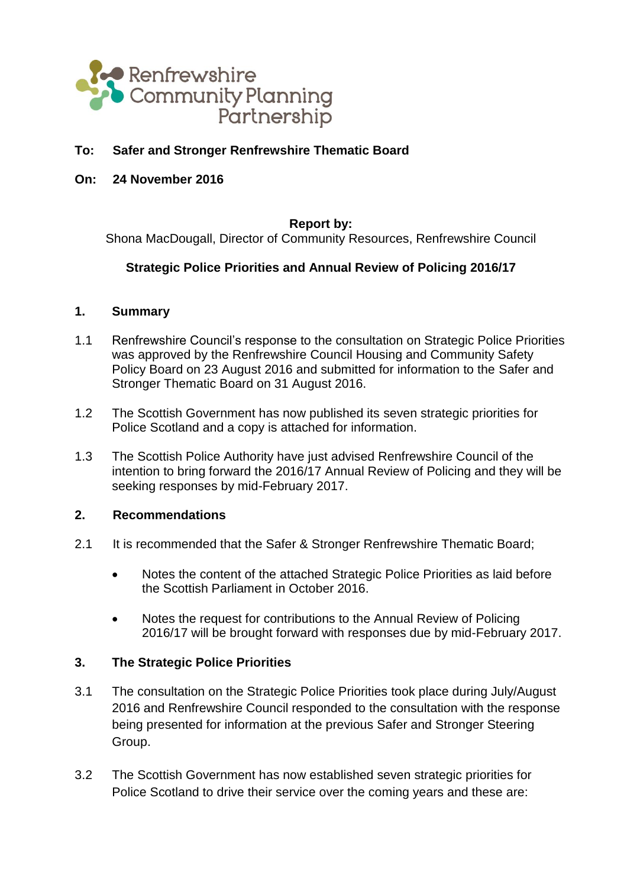Renfrewshire Community Planning Partnership

**To: Safer and Stronger Renfrewshire Thematic Board**

**On: 24 November 2016**

**Report by:**
Shona MacDougall, Director of Community Resources, Renfrewshire Council

**Strategic Police Priorities and Annual Review of Policing 2016/17**

## 1. Summary

1.1 Renfrewshire Council's response to the consultation on Strategic Police Priorities was approved by the Renfrewshire Council Housing and Community Safety Policy Board on 23 August 2016 and submitted for information to the Safer and Stronger Thematic Board on 31 August 2016.

1.2 The Scottish Government has now published its seven strategic priorities for Police Scotland and a copy is attached for information.

1.3 The Scottish Police Authority have just advised Renfrewshire Council of the intention to bring forward the 2016/17 Annual Review of Policing and they will be seeking responses by mid-February 2017.

## 2. Recommendations

2.1 It is recommended that the Safer & Stronger Renfrewshire Thematic Board;

- Notes the content of the attached Strategic Police Priorities as laid before the Scottish Parliament in October 2016.
- Notes the request for contributions to the Annual Review of Policing 2016/17 will be brought forward with responses due by mid-February 2017.

## 3. The Strategic Police Priorities

3.1 The consultation on the Strategic Police Priorities took place during July/August 2016 and Renfrewshire Council responded to the consultation with the response being presented for information at the previous Safer and Stronger Steering Group.

3.2 The Scottish Government has now established seven strategic priorities for Police Scotland to drive their service over the coming years and these are: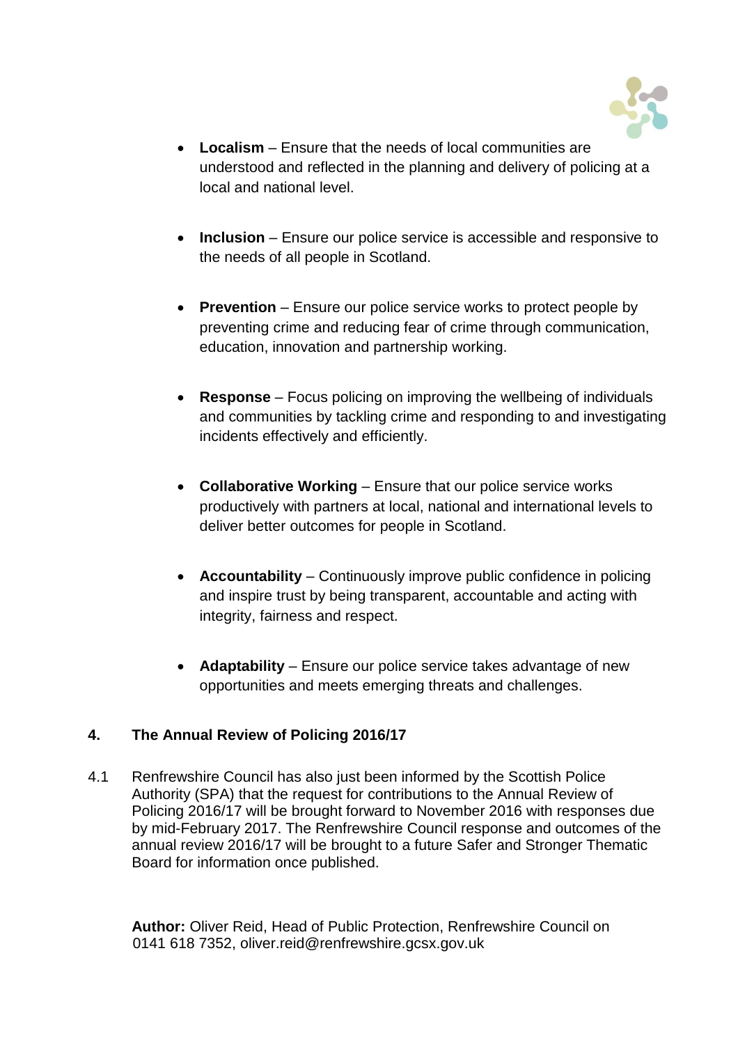- **Localism** – Ensure that the needs of local communities are understood and reflected in the planning and delivery of policing at a local and national level.

- **Inclusion** – Ensure our police service is accessible and responsive to the needs of all people in Scotland.

- **Prevention** – Ensure our police service works to protect people by preventing crime and reducing fear of crime through communication, education, innovation and partnership working.

- **Response** – Focus policing on improving the wellbeing of individuals and communities by tackling crime and responding to and investigating incidents effectively and efficiently.

- **Collaborative Working** – Ensure that our police service works productively with partners at local, national and international levels to deliver better outcomes for people in Scotland.

- **Accountability** – Continuously improve public confidence in policing and inspire trust by being transparent, accountable and acting with integrity, fairness and respect.

- **Adaptability** – Ensure our police service takes advantage of new opportunities and meets emerging threats and challenges.

## 4. The Annual Review of Policing 2016/17

4.1 Renfrewshire Council has also just been informed by the Scottish Police Authority (SPA) that the request for contributions to the Annual Review of Policing 2016/17 will be brought forward to November 2016 with responses due by mid-February 2017. The Renfrewshire Council response and outcomes of the annual review 2016/17 will be brought to a future Safer and Stronger Thematic Board for information once published.

**Author:** Oliver Reid, Head of Public Protection, Renfrewshire Council on 0141 618 7352, oliver.reid@renfrewshire.gcsx.gov.uk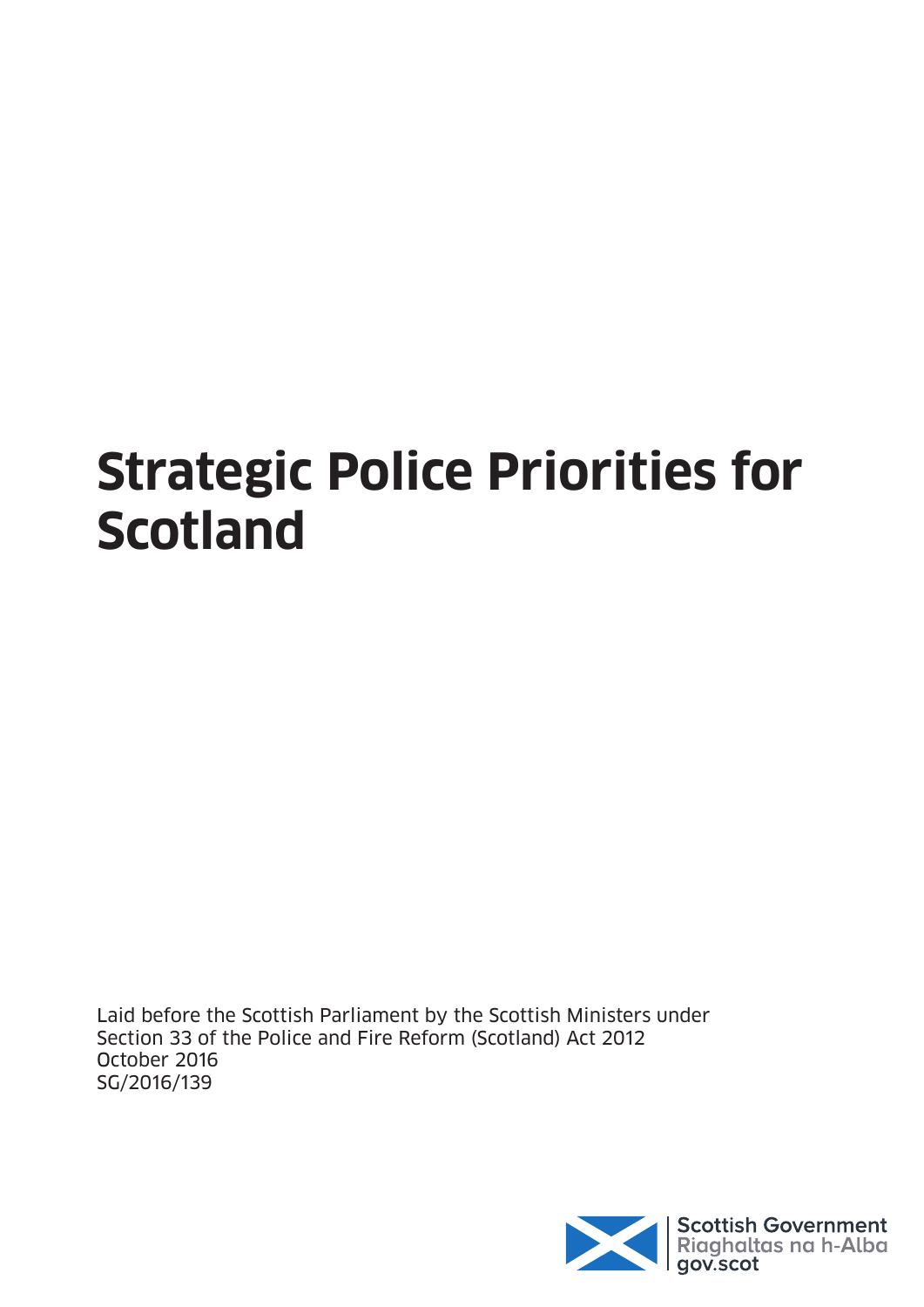# Strategic Police Priorities for Scotland

Laid before the Scottish Parliament by the Scottish Ministers under Section 33 of the Police and Fire Reform (Scotland) Act 2012
October 2016
SG/2016/139

Scottish Government
Riaghaltas na h-Alba
gov.scot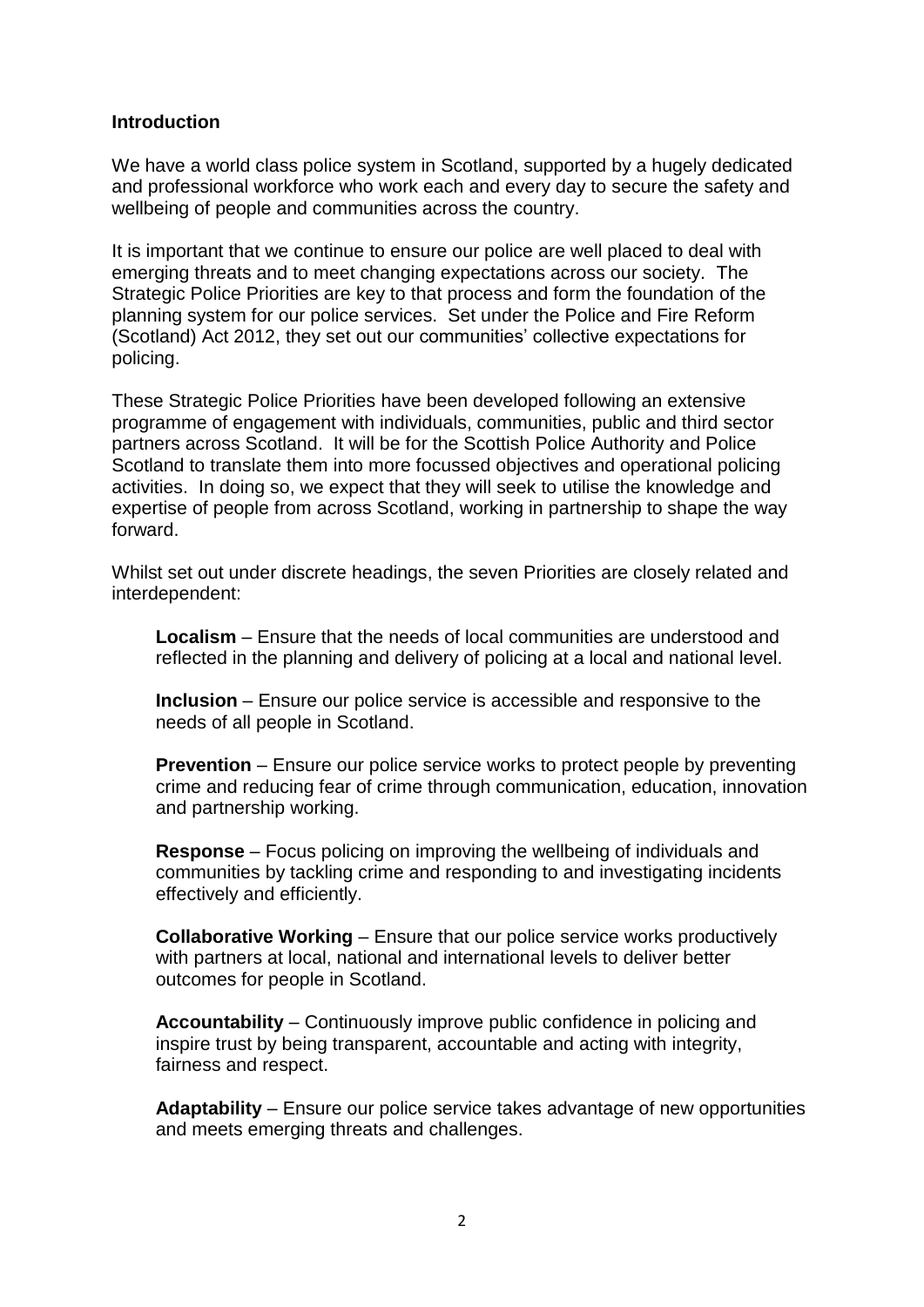## Introduction

We have a world class police system in Scotland, supported by a hugely dedicated and professional workforce who work each and every day to secure the safety and wellbeing of people and communities across the country.

It is important that we continue to ensure our police are well placed to deal with emerging threats and to meet changing expectations across our society. The Strategic Police Priorities are key to that process and form the foundation of the planning system for our police services. Set under the Police and Fire Reform (Scotland) Act 2012, they set out our communities' collective expectations for policing.

These Strategic Police Priorities have been developed following an extensive programme of engagement with individuals, communities, public and third sector partners across Scotland. It will be for the Scottish Police Authority and Police Scotland to translate them into more focussed objectives and operational policing activities. In doing so, we expect that they will seek to utilise the knowledge and expertise of people from across Scotland, working in partnership to shape the way forward.

Whilst set out under discrete headings, the seven Priorities are closely related and interdependent:

**Localism** – Ensure that the needs of local communities are understood and reflected in the planning and delivery of policing at a local and national level.

**Inclusion** – Ensure our police service is accessible and responsive to the needs of all people in Scotland.

**Prevention** – Ensure our police service works to protect people by preventing crime and reducing fear of crime through communication, education, innovation and partnership working.

**Response** – Focus policing on improving the wellbeing of individuals and communities by tackling crime and responding to and investigating incidents effectively and efficiently.

**Collaborative Working** – Ensure that our police service works productively with partners at local, national and international levels to deliver better outcomes for people in Scotland.

**Accountability** – Continuously improve public confidence in policing and inspire trust by being transparent, accountable and acting with integrity, fairness and respect.

**Adaptability** – Ensure our police service takes advantage of new opportunities and meets emerging threats and challenges.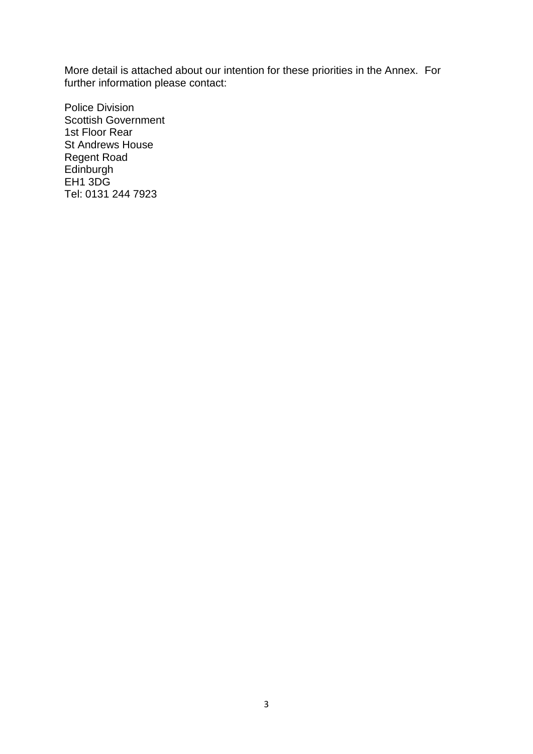More detail is attached about our intention for these priorities in the Annex. For further information please contact:

Police Division  
Scottish Government  
1st Floor Rear  
St Andrews House  
Regent Road  
Edinburgh  
EH1 3DG  
Tel: 0131 244 7923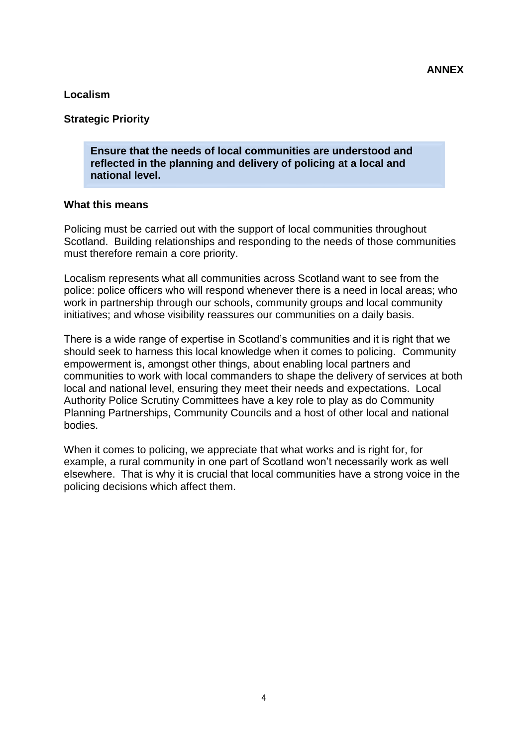**ANNEX**

## Localism

### Strategic Priority

> **Ensure that the needs of local communities are understood and reflected in the planning and delivery of policing at a local and national level.**

### What this means

Policing must be carried out with the support of local communities throughout Scotland. Building relationships and responding to the needs of those communities must therefore remain a core priority.

Localism represents what all communities across Scotland want to see from the police: police officers who will respond whenever there is a need in local areas; who work in partnership through our schools, community groups and local community initiatives; and whose visibility reassures our communities on a daily basis.

There is a wide range of expertise in Scotland's communities and it is right that we should seek to harness this local knowledge when it comes to policing. Community empowerment is, amongst other things, about enabling local partners and communities to work with local commanders to shape the delivery of services at both local and national level, ensuring they meet their needs and expectations. Local Authority Police Scrutiny Committees have a key role to play as do Community Planning Partnerships, Community Councils and a host of other local and national bodies.

When it comes to policing, we appreciate that what works and is right for, for example, a rural community in one part of Scotland won't necessarily work as well elsewhere. That is why it is crucial that local communities have a strong voice in the policing decisions which affect them.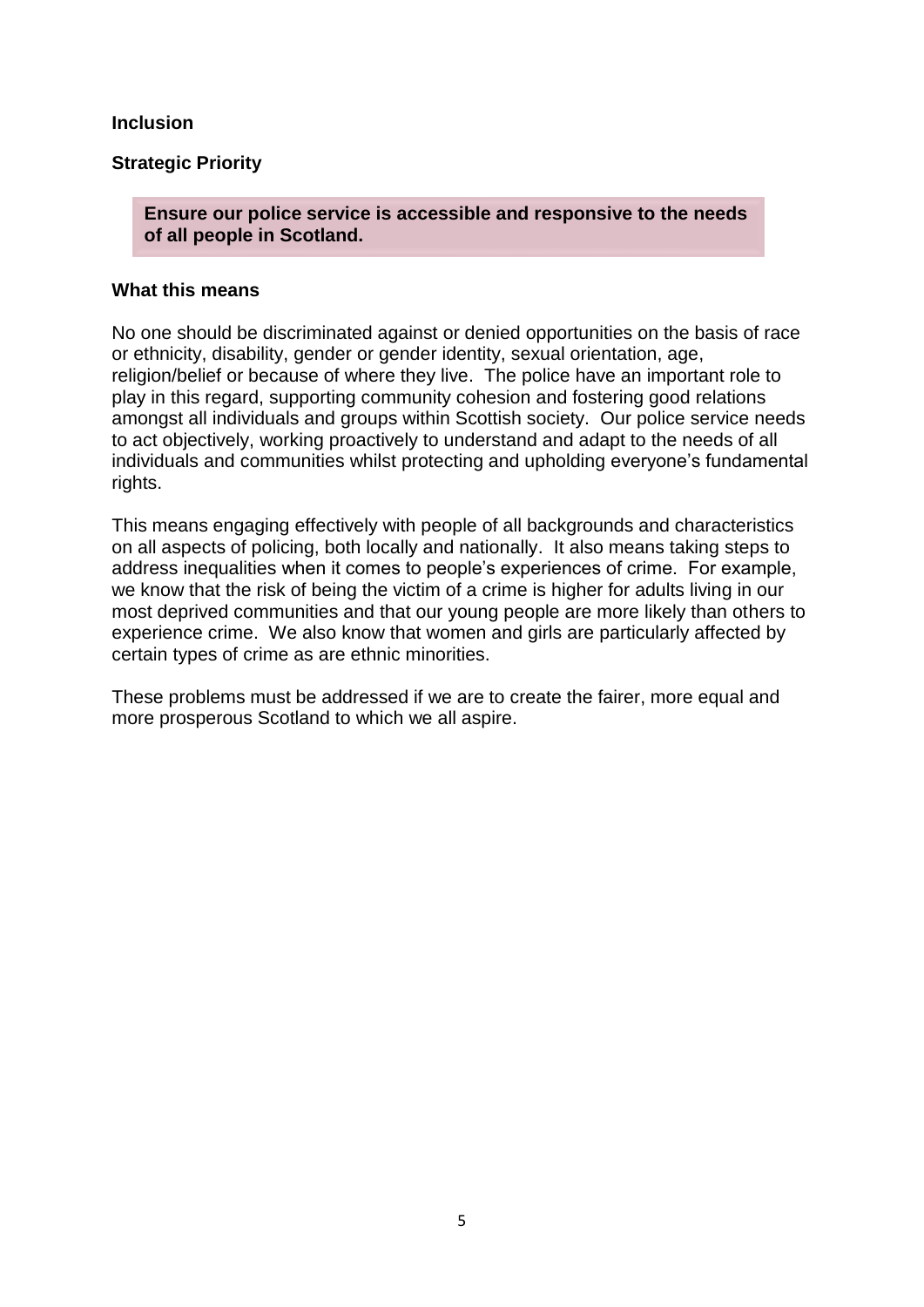## Inclusion

### Strategic Priority

> **Ensure our police service is accessible and responsive to the needs of all people in Scotland.**

### What this means

No one should be discriminated against or denied opportunities on the basis of race or ethnicity, disability, gender or gender identity, sexual orientation, age, religion/belief or because of where they live. The police have an important role to play in this regard, supporting community cohesion and fostering good relations amongst all individuals and groups within Scottish society. Our police service needs to act objectively, working proactively to understand and adapt to the needs of all individuals and communities whilst protecting and upholding everyone's fundamental rights.

This means engaging effectively with people of all backgrounds and characteristics on all aspects of policing, both locally and nationally. It also means taking steps to address inequalities when it comes to people's experiences of crime. For example, we know that the risk of being the victim of a crime is higher for adults living in our most deprived communities and that our young people are more likely than others to experience crime. We also know that women and girls are particularly affected by certain types of crime as are ethnic minorities.

These problems must be addressed if we are to create the fairer, more equal and more prosperous Scotland to which we all aspire.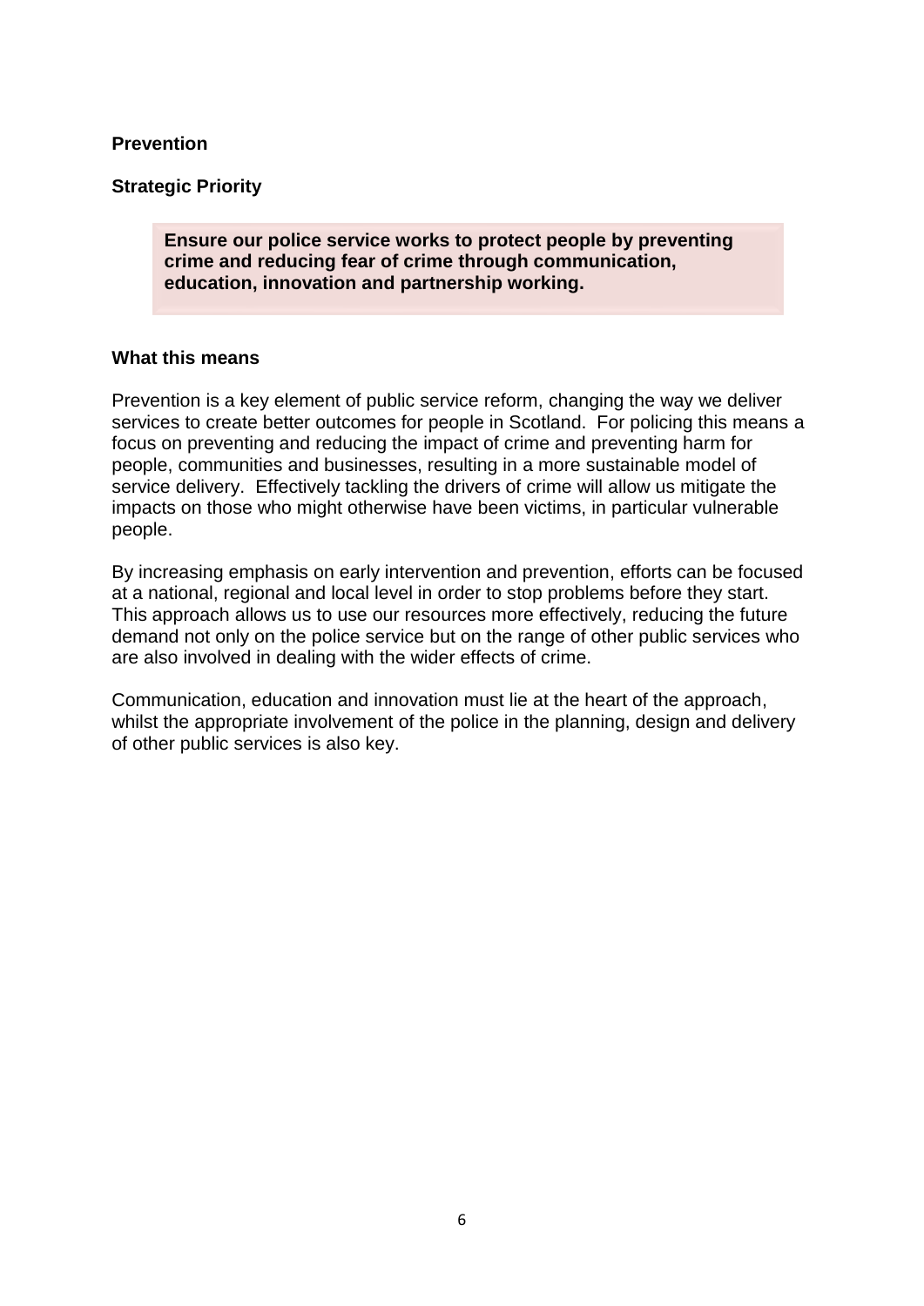**Prevention**

**Strategic Priority**

> **Ensure our police service works to protect people by preventing crime and reducing fear of crime through communication, education, innovation and partnership working.**

**What this means**

Prevention is a key element of public service reform, changing the way we deliver services to create better outcomes for people in Scotland. For policing this means a focus on preventing and reducing the impact of crime and preventing harm for people, communities and businesses, resulting in a more sustainable model of service delivery. Effectively tackling the drivers of crime will allow us mitigate the impacts on those who might otherwise have been victims, in particular vulnerable people.

By increasing emphasis on early intervention and prevention, efforts can be focused at a national, regional and local level in order to stop problems before they start. This approach allows us to use our resources more effectively, reducing the future demand not only on the police service but on the range of other public services who are also involved in dealing with the wider effects of crime.

Communication, education and innovation must lie at the heart of the approach, whilst the appropriate involvement of the police in the planning, design and delivery of other public services is also key.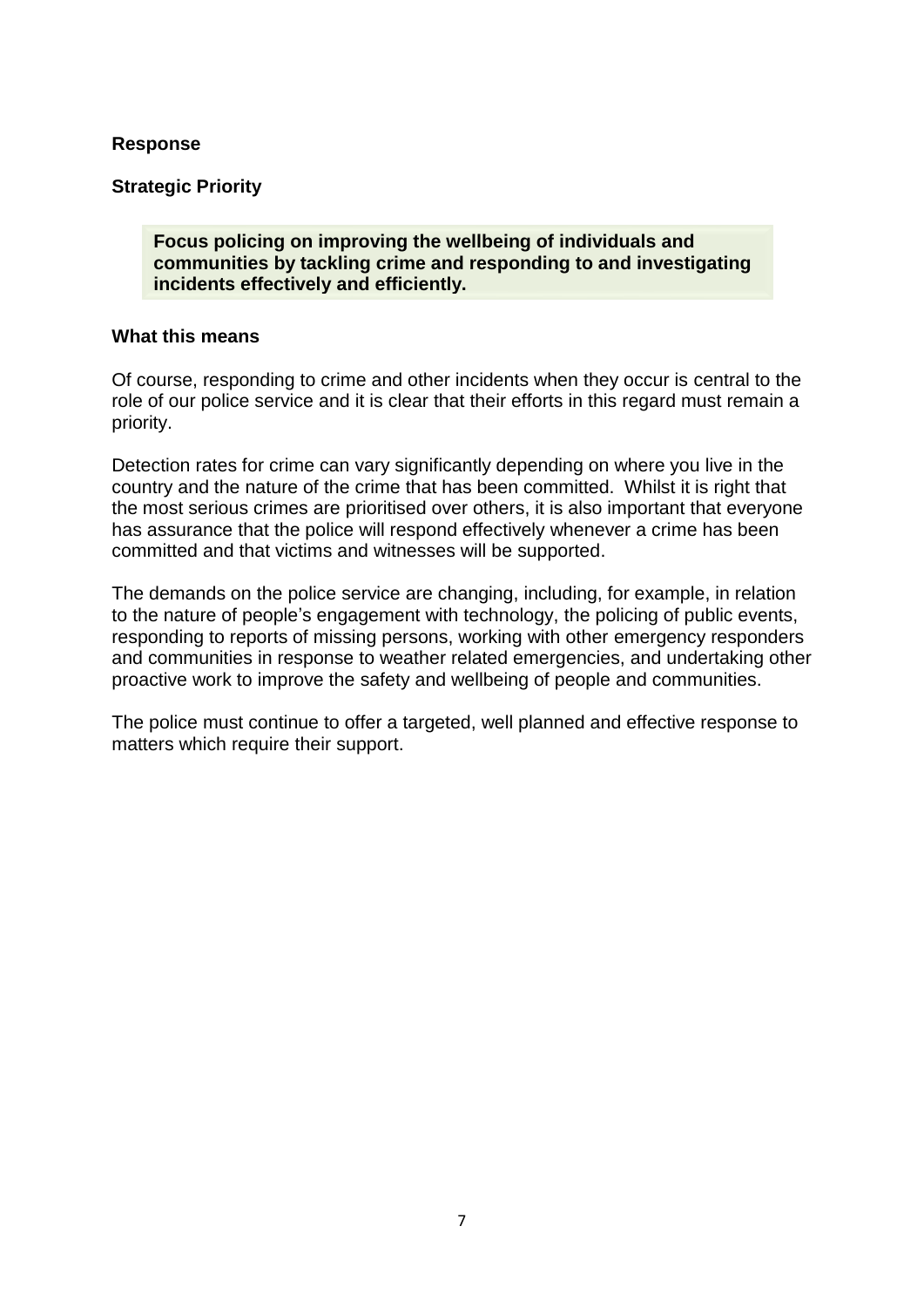## Response

### Strategic Priority

> **Focus policing on improving the wellbeing of individuals and communities by tackling crime and responding to and investigating incidents effectively and efficiently.**

### What this means

Of course, responding to crime and other incidents when they occur is central to the role of our police service and it is clear that their efforts in this regard must remain a priority.

Detection rates for crime can vary significantly depending on where you live in the country and the nature of the crime that has been committed. Whilst it is right that the most serious crimes are prioritised over others, it is also important that everyone has assurance that the police will respond effectively whenever a crime has been committed and that victims and witnesses will be supported.

The demands on the police service are changing, including, for example, in relation to the nature of people's engagement with technology, the policing of public events, responding to reports of missing persons, working with other emergency responders and communities in response to weather related emergencies, and undertaking other proactive work to improve the safety and wellbeing of people and communities.

The police must continue to offer a targeted, well planned and effective response to matters which require their support.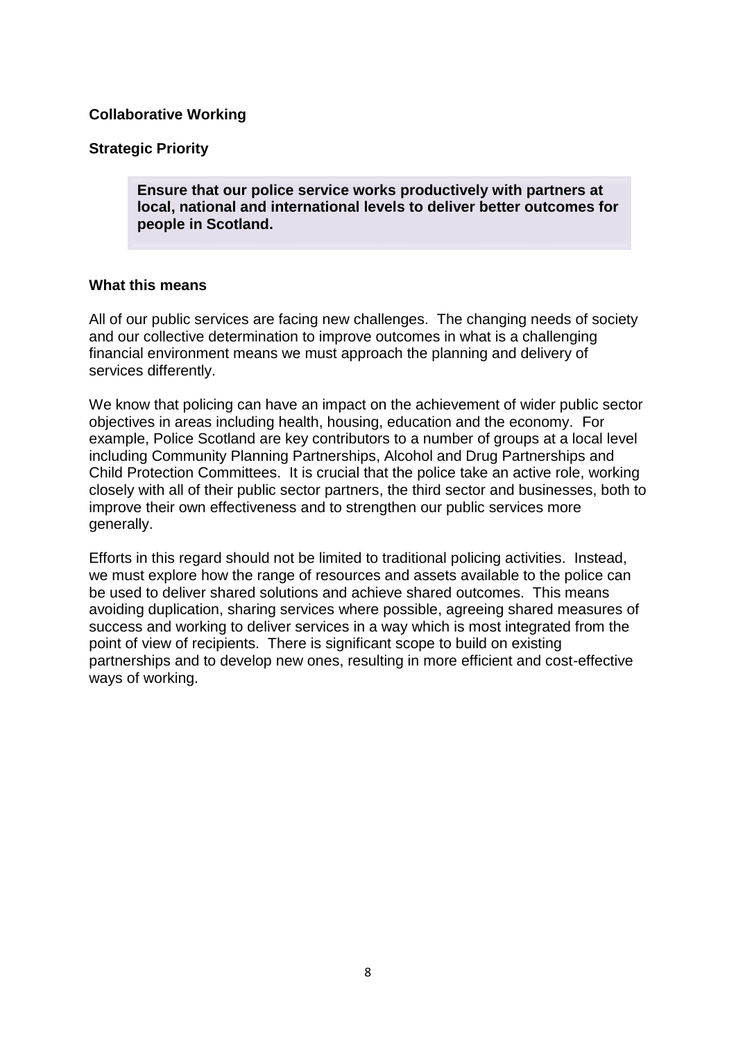## Collaborative Working

### Strategic Priority

> **Ensure that our police service works productively with partners at local, national and international levels to deliver better outcomes for people in Scotland.**

### What this means

All of our public services are facing new challenges. The changing needs of society and our collective determination to improve outcomes in what is a challenging financial environment means we must approach the planning and delivery of services differently.

We know that policing can have an impact on the achievement of wider public sector objectives in areas including health, housing, education and the economy. For example, Police Scotland are key contributors to a number of groups at a local level including Community Planning Partnerships, Alcohol and Drug Partnerships and Child Protection Committees. It is crucial that the police take an active role, working closely with all of their public sector partners, the third sector and businesses, both to improve their own effectiveness and to strengthen our public services more generally.

Efforts in this regard should not be limited to traditional policing activities. Instead, we must explore how the range of resources and assets available to the police can be used to deliver shared solutions and achieve shared outcomes. This means avoiding duplication, sharing services where possible, agreeing shared measures of success and working to deliver services in a way which is most integrated from the point of view of recipients. There is significant scope to build on existing partnerships and to develop new ones, resulting in more efficient and cost-effective ways of working.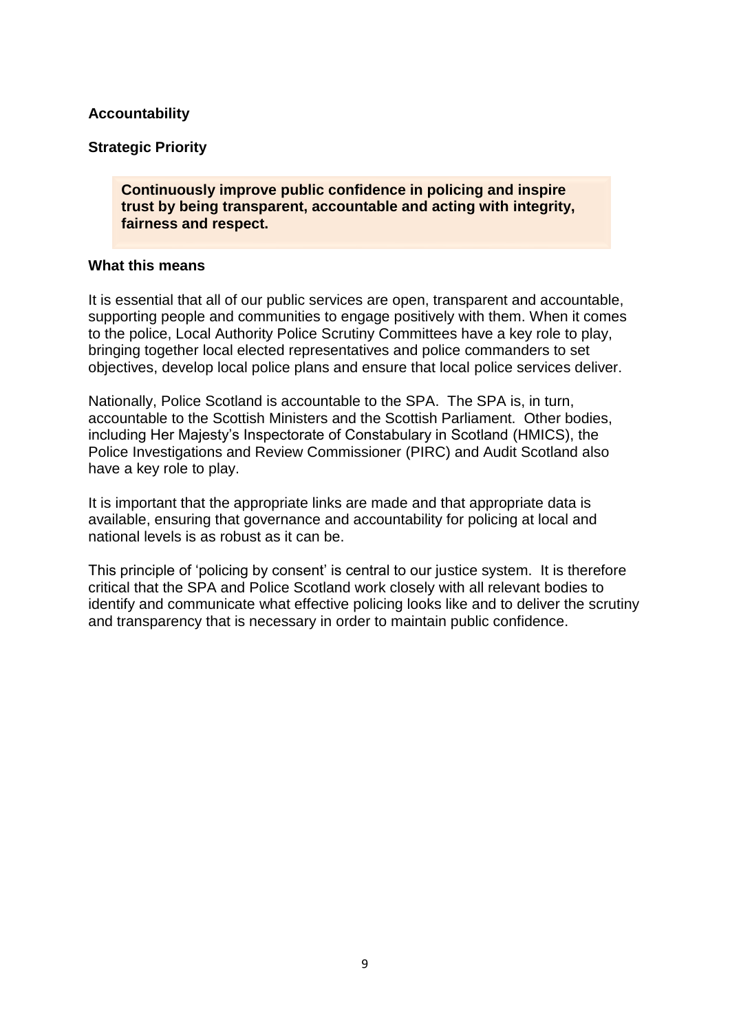## Accountability

### Strategic Priority

> **Continuously improve public confidence in policing and inspire trust by being transparent, accountable and acting with integrity, fairness and respect.**

### What this means

It is essential that all of our public services are open, transparent and accountable, supporting people and communities to engage positively with them. When it comes to the police, Local Authority Police Scrutiny Committees have a key role to play, bringing together local elected representatives and police commanders to set objectives, develop local police plans and ensure that local police services deliver.

Nationally, Police Scotland is accountable to the SPA. The SPA is, in turn, accountable to the Scottish Ministers and the Scottish Parliament. Other bodies, including Her Majesty's Inspectorate of Constabulary in Scotland (HMICS), the Police Investigations and Review Commissioner (PIRC) and Audit Scotland also have a key role to play.

It is important that the appropriate links are made and that appropriate data is available, ensuring that governance and accountability for policing at local and national levels is as robust as it can be.

This principle of 'policing by consent' is central to our justice system. It is therefore critical that the SPA and Police Scotland work closely with all relevant bodies to identify and communicate what effective policing looks like and to deliver the scrutiny and transparency that is necessary in order to maintain public confidence.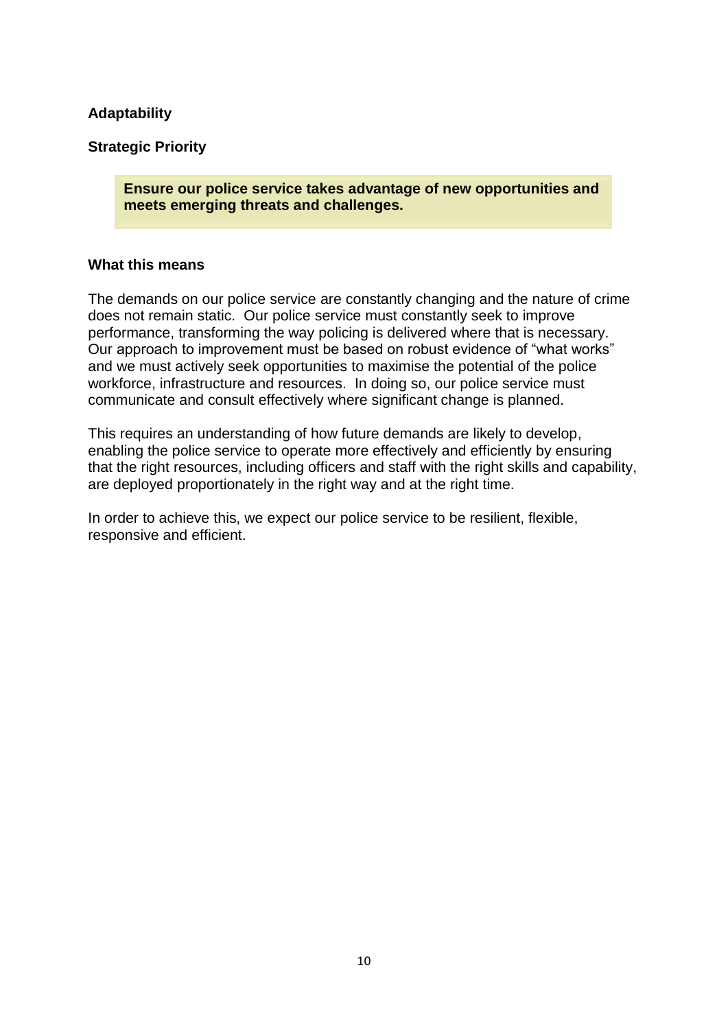## Adaptability

### Strategic Priority

> **Ensure our police service takes advantage of new opportunities and meets emerging threats and challenges.**

### What this means

The demands on our police service are constantly changing and the nature of crime does not remain static. Our police service must constantly seek to improve performance, transforming the way policing is delivered where that is necessary. Our approach to improvement must be based on robust evidence of "what works" and we must actively seek opportunities to maximise the potential of the police workforce, infrastructure and resources. In doing so, our police service must communicate and consult effectively where significant change is planned.

This requires an understanding of how future demands are likely to develop, enabling the police service to operate more effectively and efficiently by ensuring that the right resources, including officers and staff with the right skills and capability, are deployed proportionately in the right way and at the right time.

In order to achieve this, we expect our police service to be resilient, flexible, responsive and efficient.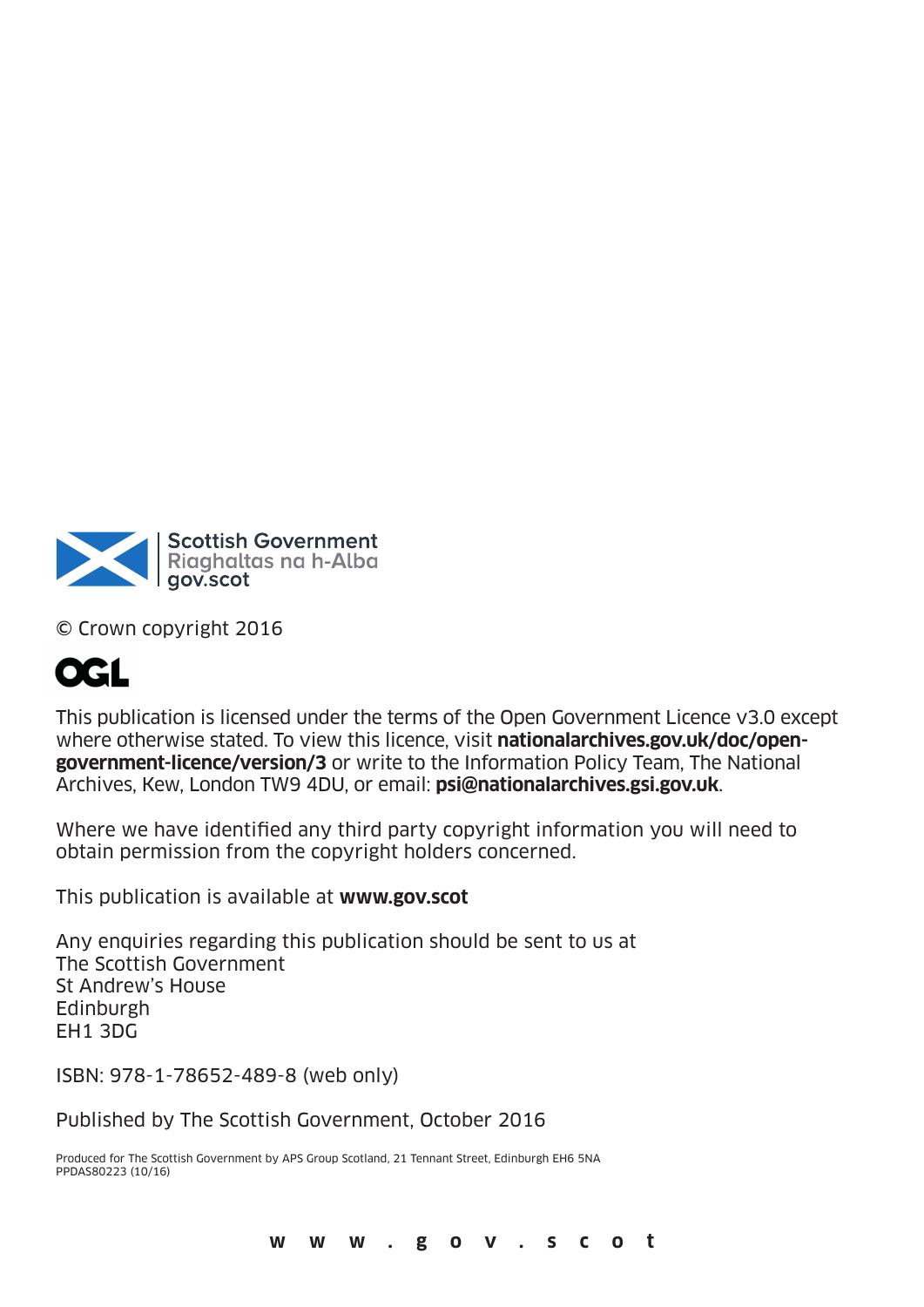Scottish Government
Riaghaltas na h-Alba
gov.scot

© Crown copyright 2016

OGL

This publication is licensed under the terms of the Open Government Licence v3.0 except where otherwise stated. To view this licence, visit **nationalarchives.gov.uk/doc/open-government-licence/version/3** or write to the Information Policy Team, The National Archives, Kew, London TW9 4DU, or email: **psi@nationalarchives.gsi.gov.uk**.

Where we have identified any third party copyright information you will need to obtain permission from the copyright holders concerned.

This publication is available at **www.gov.scot**

Any enquiries regarding this publication should be sent to us at
The Scottish Government
St Andrew's House
Edinburgh
EH1 3DG

ISBN: 978-1-78652-489-8 (web only)

Published by The Scottish Government, October 2016

Produced for The Scottish Government by APS Group Scotland, 21 Tennant Street, Edinburgh EH6 5NA
PPDAS80223 (10/16)

**w w w . g o v . s c o t**